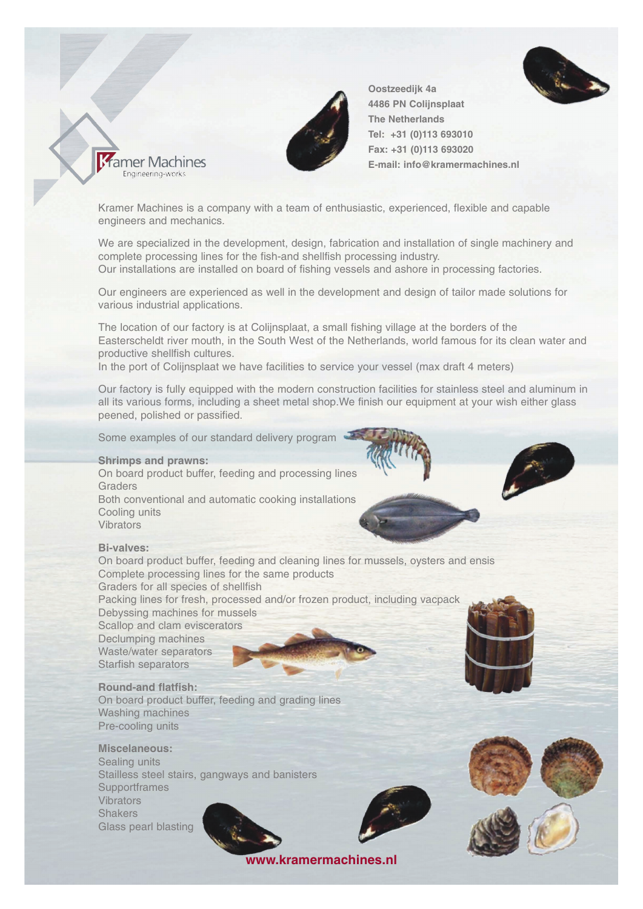Kramer Machines
Engineering-works

**Oostzeedijk 4a**
**4486 PN Colijnsplaat**
**The Netherlands**
**Tel: +31 (0)113 693010**
**Fax: +31 (0)113 693020**
**E-mail: info@kramermachines.nl**

Kramer Machines is a company with a team of enthusiastic, experienced, flexible and capable engineers and mechanics.

We are specialized in the development, design, fabrication and installation of single machinery and complete processing lines for the fish-and shellfish processing industry.
Our installations are installed on board of fishing vessels and ashore in processing factories.

Our engineers are experienced as well in the development and design of tailor made solutions for various industrial applications.

The location of our factory is at Colijnsplaat, a small fishing village at the borders of the Easterscheldt river mouth, in the South West of the Netherlands, world famous for its clean water and productive shellfish cultures.
In the port of Colijnsplaat we have facilities to service your vessel (max draft 4 meters)

Our factory is fully equipped with the modern construction facilities for stainless steel and aluminum in all its various forms, including a sheet metal shop.We finish our equipment at your wish either glass peened, polished or passified.

Some examples of our standard delivery program

**Shrimps and prawns:**
On board product buffer, feeding and processing lines
Graders
Both conventional and automatic cooking installations
Cooling units
Vibrators

**Bi-valves:**
On board product buffer, feeding and cleaning lines for mussels, oysters and ensis
Complete processing lines for the same products
Graders for all species of shellfish
Packing lines for fresh, processed and/or frozen product, including vacpack
Debyssing machines for mussels
Scallop and clam eviscerators
Declumping machines
Waste/water separators
Starfish separators

**Round-and flatfish:**
On board product buffer, feeding and grading lines
Washing machines
Pre-cooling units

**Miscelaneous:**
Sealing units
Stailless steel stairs, gangways and banisters
Supportframes
Vibrators
Shakers
Glass pearl blasting

**www.kramermachines.nl**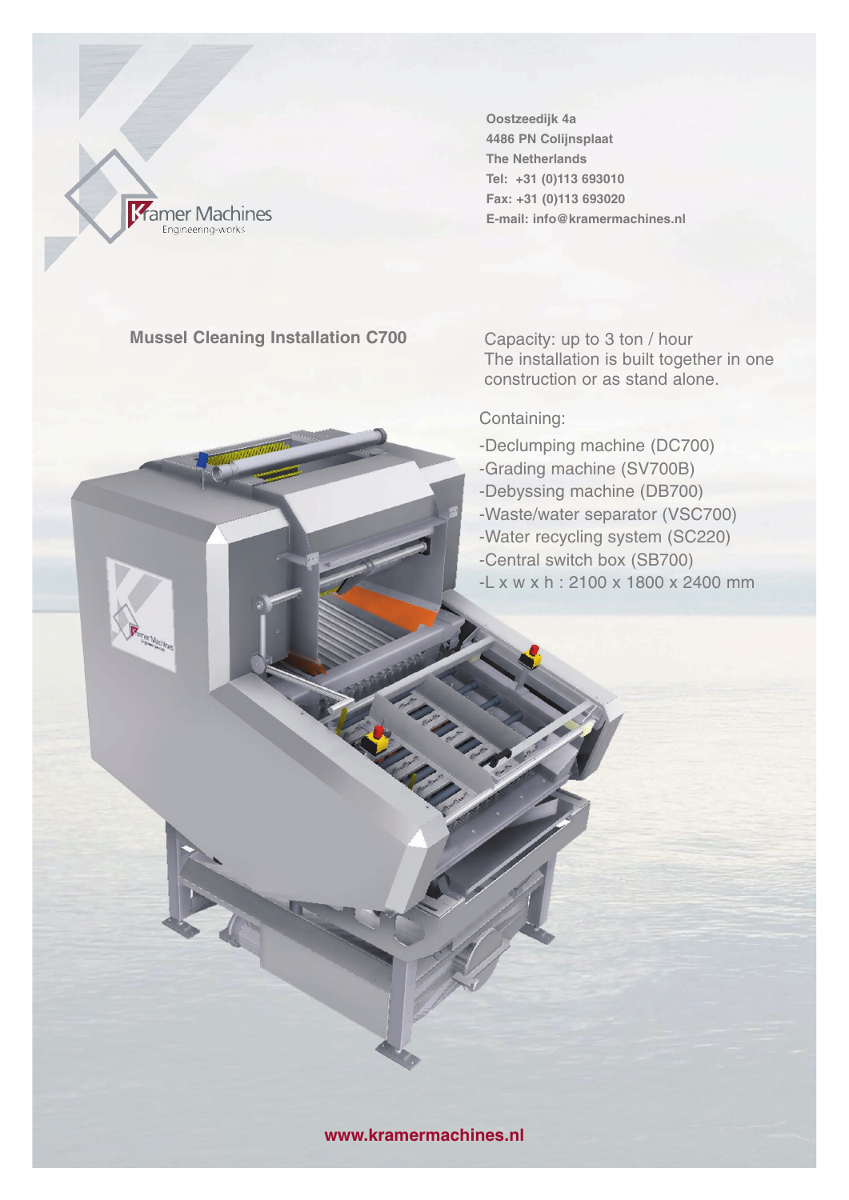Kramer Machines
Engineering-works

Oostzeedijk 4a
4486 PN Colijnsplaat
The Netherlands
Tel: +31 (0)113 693010
Fax: +31 (0)113 693020
E-mail: info@kramermachines.nl

## Mussel Cleaning Installation C700

Capacity: up to 3 ton / hour
The installation is built together in one construction or as stand alone.

Containing:

- -Declumping machine (DC700)
- -Grading machine (SV700B)
- -Debyssing machine (DB700)
- -Waste/water separator (VSC700)
- -Water recycling system (SC220)
- -Central switch box (SB700)
- -L x w x h : 2100 x 1800 x 2400 mm

www.kramermachines.nl